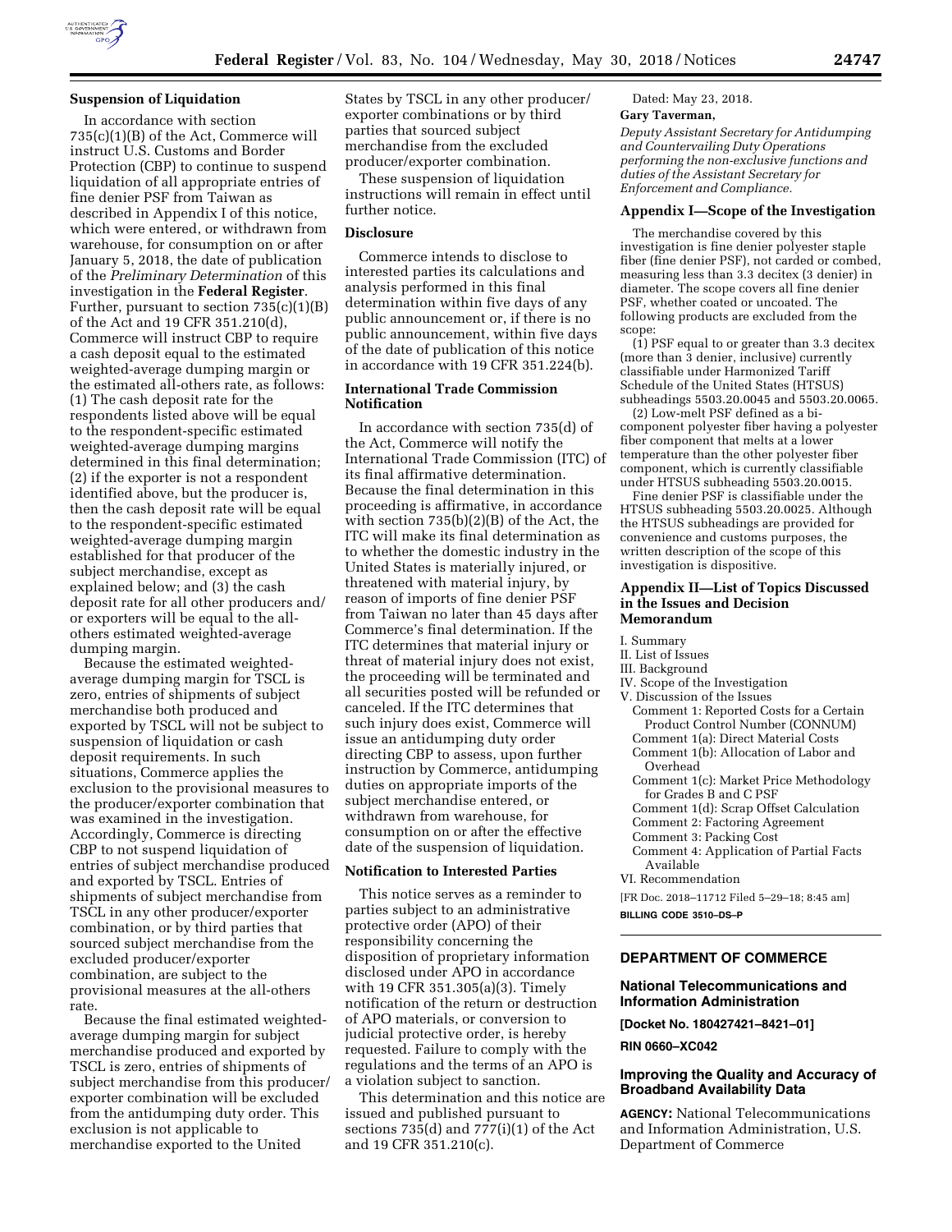### Suspension of Liquidation

In accordance with section 735(c)(1)(B) of the Act, Commerce will instruct U.S. Customs and Border Protection (CBP) to continue to suspend liquidation of all appropriate entries of fine denier PSF from Taiwan as described in Appendix I of this notice, which were entered, or withdrawn from warehouse, for consumption on or after January 5, 2018, the date of publication of the *Preliminary Determination* of this investigation in the **Federal Register**. Further, pursuant to section 735(c)(1)(B) of the Act and 19 CFR 351.210(d), Commerce will instruct CBP to require a cash deposit equal to the estimated weighted-average dumping margin or the estimated all-others rate, as follows: (1) The cash deposit rate for the respondents listed above will be equal to the respondent-specific estimated weighted-average dumping margins determined in this final determination; (2) if the exporter is not a respondent identified above, but the producer is, then the cash deposit rate will be equal to the respondent-specific estimated weighted-average dumping margin established for that producer of the subject merchandise, except as explained below; and (3) the cash deposit rate for all other producers and/or exporters will be equal to the all-others estimated weighted-average dumping margin.

Because the estimated weighted-average dumping margin for TSCL is zero, entries of shipments of subject merchandise both produced and exported by TSCL will not be subject to suspension of liquidation or cash deposit requirements. In such situations, Commerce applies the exclusion to the provisional measures to the producer/exporter combination that was examined in the investigation. Accordingly, Commerce is directing CBP to not suspend liquidation of entries of subject merchandise produced and exported by TSCL. Entries of shipments of subject merchandise from TSCL in any other producer/exporter combination, or by third parties that sourced subject merchandise from the excluded producer/exporter combination, are subject to the provisional measures at the all-others rate.

Because the final estimated weighted-average dumping margin for subject merchandise produced and exported by TSCL is zero, entries of shipments of subject merchandise from this producer/exporter combination will be excluded from the antidumping duty order. This exclusion is not applicable to merchandise exported to the United States by TSCL in any other producer/exporter combinations or by third parties that sourced subject merchandise from the excluded producer/exporter combination.

These suspension of liquidation instructions will remain in effect until further notice.

### Disclosure

Commerce intends to disclose to interested parties its calculations and analysis performed in this final determination within five days of any public announcement or, if there is no public announcement, within five days of the date of publication of this notice in accordance with 19 CFR 351.224(b).

### International Trade Commission Notification

In accordance with section 735(d) of the Act, Commerce will notify the International Trade Commission (ITC) of its final affirmative determination. Because the final determination in this proceeding is affirmative, in accordance with section 735(b)(2)(B) of the Act, the ITC will make its final determination as to whether the domestic industry in the United States is materially injured, or threatened with material injury, by reason of imports of fine denier PSF from Taiwan no later than 45 days after Commerce's final determination. If the ITC determines that material injury or threat of material injury does not exist, the proceeding will be terminated and all securities posted will be refunded or canceled. If the ITC determines that such injury does exist, Commerce will issue an antidumping duty order directing CBP to assess, upon further instruction by Commerce, antidumping duties on appropriate imports of the subject merchandise entered, or withdrawn from warehouse, for consumption on or after the effective date of the suspension of liquidation.

### Notification to Interested Parties

This notice serves as a reminder to parties subject to an administrative protective order (APO) of their responsibility concerning the disposition of proprietary information disclosed under APO in accordance with 19 CFR 351.305(a)(3). Timely notification of the return or destruction of APO materials, or conversion to judicial protective order, is hereby requested. Failure to comply with the regulations and the terms of an APO is a violation subject to sanction.

This determination and this notice are issued and published pursuant to sections 735(d) and 777(i)(1) of the Act and 19 CFR 351.210(c).

Dated: May 23, 2018.

**Gary Taverman,**

*Deputy Assistant Secretary for Antidumping and Countervailing Duty Operations performing the non-exclusive functions and duties of the Assistant Secretary for Enforcement and Compliance.*

### Appendix I—Scope of the Investigation

The merchandise covered by this investigation is fine denier polyester staple fiber (fine denier PSF), not carded or combed, measuring less than 3.3 decitex (3 denier) in diameter. The scope covers all fine denier PSF, whether coated or uncoated. The following products are excluded from the scope:

(1) PSF equal to or greater than 3.3 decitex (more than 3 denier, inclusive) currently classifiable under Harmonized Tariff Schedule of the United States (HTSUS) subheadings 5503.20.0045 and 5503.20.0065.

(2) Low-melt PSF defined as a bi-component polyester fiber having a polyester fiber component that melts at a lower temperature than the other polyester fiber component, which is currently classifiable under HTSUS subheading 5503.20.0015.

Fine denier PSF is classifiable under the HTSUS subheading 5503.20.0025. Although the HTSUS subheadings are provided for convenience and customs purposes, the written description of the scope of this investigation is dispositive.

### Appendix II—List of Topics Discussed in the Issues and Decision Memorandum

I. Summary
II. List of Issues
III. Background
IV. Scope of the Investigation
V. Discussion of the Issues
  Comment 1: Reported Costs for a Certain Product Control Number (CONNUM)
  Comment 1(a): Direct Material Costs
  Comment 1(b): Allocation of Labor and Overhead
  Comment 1(c): Market Price Methodology for Grades B and C PSF
  Comment 1(d): Scrap Offset Calculation
  Comment 2: Factoring Agreement
  Comment 3: Packing Cost
  Comment 4: Application of Partial Facts Available
VI. Recommendation

[FR Doc. 2018–11712 Filed 5–29–18; 8:45 am]

**BILLING CODE 3510–DS–P**

## DEPARTMENT OF COMMERCE

### National Telecommunications and Information Administration

**[Docket No. 180427421–8421–01]**

**RIN 0660–XC042**

### Improving the Quality and Accuracy of Broadband Availability Data

**AGENCY:** National Telecommunications and Information Administration, U.S. Department of Commerce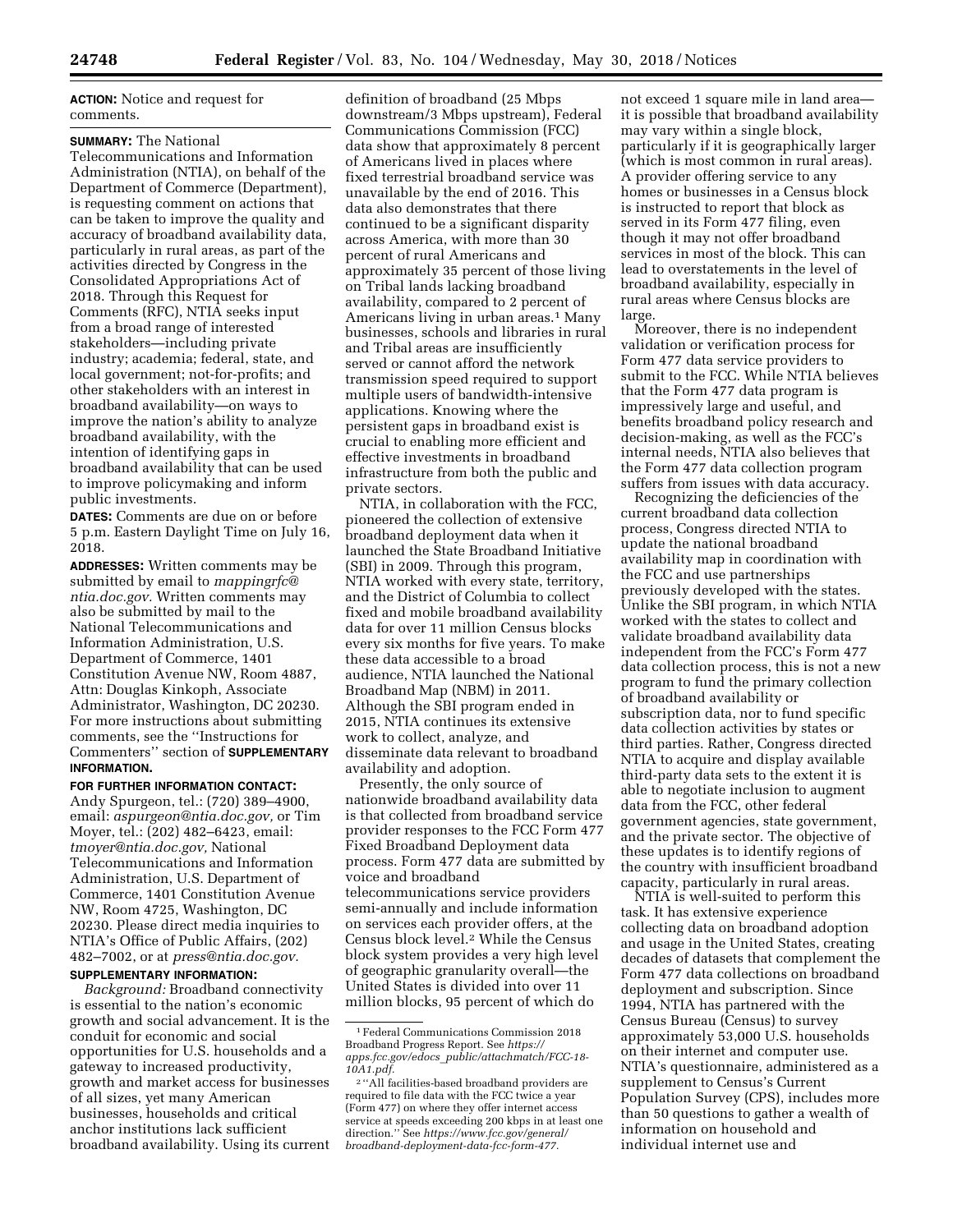**ACTION:** Notice and request for comments.

**SUMMARY:** The National Telecommunications and Information Administration (NTIA), on behalf of the Department of Commerce (Department), is requesting comment on actions that can be taken to improve the quality and accuracy of broadband availability data, particularly in rural areas, as part of the activities directed by Congress in the Consolidated Appropriations Act of 2018. Through this Request for Comments (RFC), NTIA seeks input from a broad range of interested stakeholders—including private industry; academia; federal, state, and local government; not-for-profits; and other stakeholders with an interest in broadband availability—on ways to improve the nation's ability to analyze broadband availability, with the intention of identifying gaps in broadband availability that can be used to improve policymaking and inform public investments.

**DATES:** Comments are due on or before 5 p.m. Eastern Daylight Time on July 16, 2018.

**ADDRESSES:** Written comments may be submitted by email to *mappingrfc@ntia.doc.gov.* Written comments may also be submitted by mail to the National Telecommunications and Information Administration, U.S. Department of Commerce, 1401 Constitution Avenue NW, Room 4887, Attn: Douglas Kinkoph, Associate Administrator, Washington, DC 20230. For more instructions about submitting comments, see the "Instructions for Commenters" section of **SUPPLEMENTARY INFORMATION.**

**FOR FURTHER INFORMATION CONTACT:** Andy Spurgeon, tel.: (720) 389–4900, email: *aspurgeon@ntia.doc.gov,* or Tim Moyer, tel.: (202) 482–6423, email: *tmoyer@ntia.doc.gov,* National Telecommunications and Information Administration, U.S. Department of Commerce, 1401 Constitution Avenue NW, Room 4725, Washington, DC 20230. Please direct media inquiries to NTIA's Office of Public Affairs, (202) 482–7002, or at *press@ntia.doc.gov.*

**SUPPLEMENTARY INFORMATION:**

*Background:* Broadband connectivity is essential to the nation's economic growth and social advancement. It is the conduit for economic and social opportunities for U.S. households and a gateway to increased productivity, growth and market access for businesses of all sizes, yet many American businesses, households and critical anchor institutions lack sufficient broadband availability. Using its current definition of broadband (25 Mbps downstream/3 Mbps upstream), Federal Communications Commission (FCC) data show that approximately 8 percent of Americans lived in places where fixed terrestrial broadband service was unavailable by the end of 2016. This data also demonstrates that there continued to be a significant disparity across America, with more than 30 percent of rural Americans and approximately 35 percent of those living on Tribal lands lacking broadband availability, compared to 2 percent of Americans living in urban areas.[1] Many businesses, schools and libraries in rural and Tribal areas are insufficiently served or cannot afford the network transmission speed required to support multiple users of bandwidth-intensive applications. Knowing where the persistent gaps in broadband exist is crucial to enabling more efficient and effective investments in broadband infrastructure from both the public and private sectors.

NTIA, in collaboration with the FCC, pioneered the collection of extensive broadband deployment data when it launched the State Broadband Initiative (SBI) in 2009. Through this program, NTIA worked with every state, territory, and the District of Columbia to collect fixed and mobile broadband availability data for over 11 million Census blocks every six months for five years. To make these data accessible to a broad audience, NTIA launched the National Broadband Map (NBM) in 2011. Although the SBI program ended in 2015, NTIA continues its extensive work to collect, analyze, and disseminate data relevant to broadband availability and adoption.

Presently, the only source of nationwide broadband availability data is that collected from broadband service provider responses to the FCC Form 477 Fixed Broadband Deployment data process. Form 477 data are submitted by voice and broadband telecommunications service providers semi-annually and include information on services each provider offers, at the Census block level.[2] While the Census block system provides a very high level of geographic granularity overall—the United States is divided into over 11 million blocks, 95 percent of which do not exceed 1 square mile in land area—it is possible that broadband availability may vary within a single block, particularly if it is geographically larger (which is most common in rural areas). A provider offering service to any homes or businesses in a Census block is instructed to report that block as served in its Form 477 filing, even though it may not offer broadband services in most of the block. This can lead to overstatements in the level of broadband availability, especially in rural areas where Census blocks are large.

Moreover, there is no independent validation or verification process for Form 477 data service providers to submit to the FCC. While NTIA believes that the Form 477 data program is impressively large and useful, and benefits broadband policy research and decision-making, as well as the FCC's internal needs, NTIA also believes that the Form 477 data collection program suffers from issues with data accuracy.

Recognizing the deficiencies of the current broadband data collection process, Congress directed NTIA to update the national broadband availability map in coordination with the FCC and use partnerships previously developed with the states. Unlike the SBI program, in which NTIA worked with the states to collect and validate broadband availability data independent from the FCC's Form 477 data collection process, this is not a new program to fund the primary collection of broadband availability or subscription data, nor to fund specific data collection activities by states or third parties. Rather, Congress directed NTIA to acquire and display available third-party data sets to the extent it is able to negotiate inclusion to augment data from the FCC, other federal government agencies, state government, and the private sector. The objective of these updates is to identify regions of the country with insufficient broadband capacity, particularly in rural areas.

NTIA is well-suited to perform this task. It has extensive experience collecting data on broadband adoption and usage in the United States, creating decades of datasets that complement the Form 477 data collections on broadband deployment and subscription. Since 1994, NTIA has partnered with the Census Bureau (Census) to survey approximately 53,000 U.S. households on their internet and computer use. NTIA's questionnaire, administered as a supplement to Census's Current Population Survey (CPS), includes more than 50 questions to gather a wealth of information on household and individual internet use and

---

[1] Federal Communications Commission 2018 Broadband Progress Report. See *https://apps.fcc.gov/edocs_public/attachmatch/FCC-18-10A1.pdf.*

[2] "All facilities-based broadband providers are required to file data with the FCC twice a year (Form 477) on where they offer internet access service at speeds exceeding 200 kbps in at least one direction." See *https://www.fcc.gov/general/broadband-deployment-data-fcc-form-477.*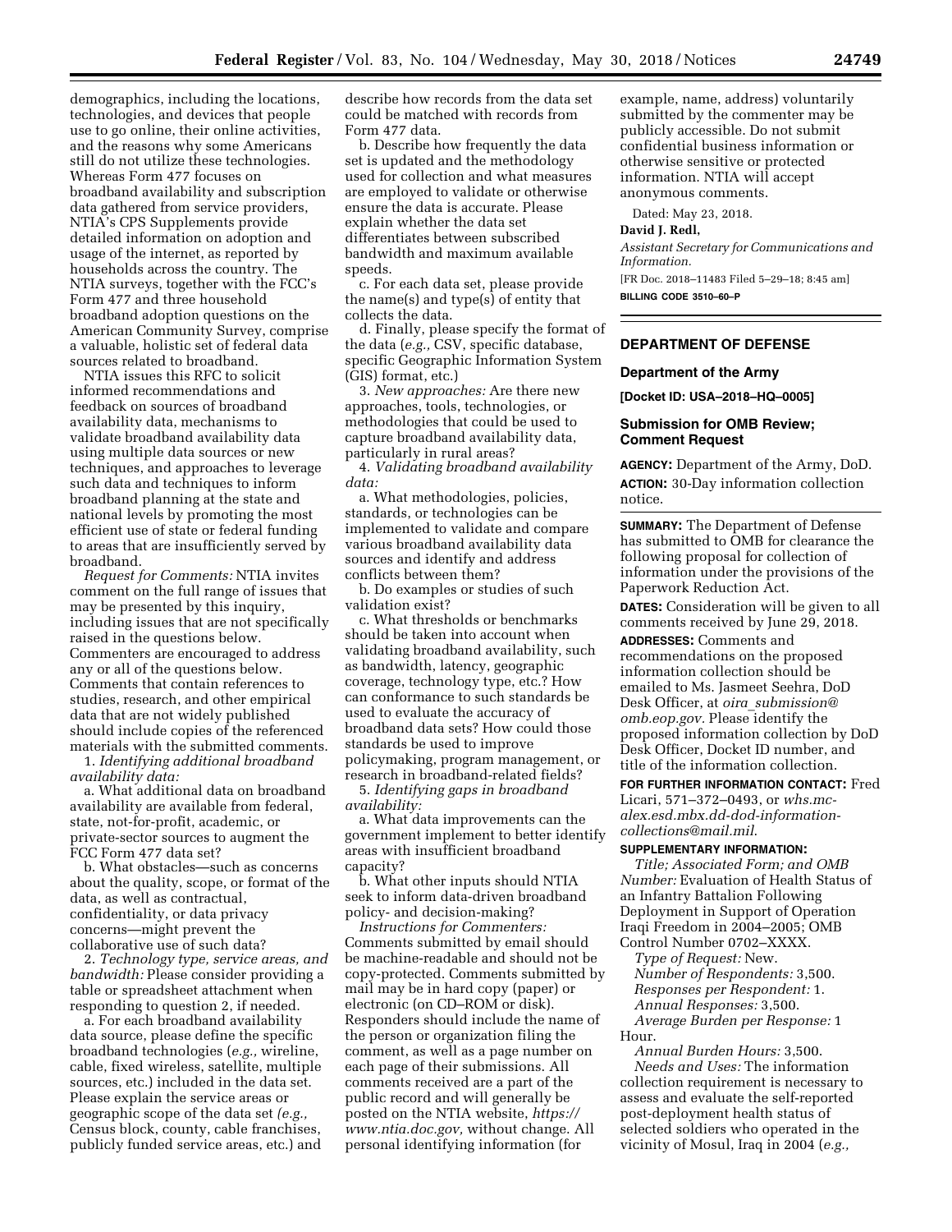demographics, including the locations, technologies, and devices that people use to go online, their online activities, and the reasons why some Americans still do not utilize these technologies. Whereas Form 477 focuses on broadband availability and subscription data gathered from service providers, NTIA's CPS Supplements provide detailed information on adoption and usage of the internet, as reported by households across the country. The NTIA surveys, together with the FCC's Form 477 and three household broadband adoption questions on the American Community Survey, comprise a valuable, holistic set of federal data sources related to broadband.

NTIA issues this RFC to solicit informed recommendations and feedback on sources of broadband availability data, mechanisms to validate broadband availability data using multiple data sources or new techniques, and approaches to leverage such data and techniques to inform broadband planning at the state and national levels by promoting the most efficient use of state or federal funding to areas that are insufficiently served by broadband.

*Request for Comments:* NTIA invites comment on the full range of issues that may be presented by this inquiry, including issues that are not specifically raised in the questions below. Commenters are encouraged to address any or all of the questions below. Comments that contain references to studies, research, and other empirical data that are not widely published should include copies of the referenced materials with the submitted comments.

1. *Identifying additional broadband availability data:*

a. What additional data on broadband availability are available from federal, state, not-for-profit, academic, or private-sector sources to augment the FCC Form 477 data set?

b. What obstacles—such as concerns about the quality, scope, or format of the data, as well as contractual, confidentiality, or data privacy concerns—might prevent the collaborative use of such data?

2. *Technology type, service areas, and bandwidth:* Please consider providing a table or spreadsheet attachment when responding to question 2, if needed.

a. For each broadband availability data source, please define the specific broadband technologies (*e.g.,* wireline, cable, fixed wireless, satellite, multiple sources, etc.) included in the data set. Please explain the service areas or geographic scope of the data set (*e.g.,* Census block, county, cable franchises, publicly funded service areas, etc.) and describe how records from the data set could be matched with records from Form 477 data.

b. Describe how frequently the data set is updated and the methodology used for collection and what measures are employed to validate or otherwise ensure the data is accurate. Please explain whether the data set differentiates between subscribed bandwidth and maximum available speeds.

c. For each data set, please provide the name(s) and type(s) of entity that collects the data.

d. Finally, please specify the format of the data (*e.g.,* CSV, specific database, specific Geographic Information System (GIS) format, etc.)

3. *New approaches:* Are there new approaches, tools, technologies, or methodologies that could be used to capture broadband availability data, particularly in rural areas?

4. *Validating broadband availability data:*

a. What methodologies, policies, standards, or technologies can be implemented to validate and compare various broadband availability data sources and identify and address conflicts between them?

b. Do examples or studies of such validation exist?

c. What thresholds or benchmarks should be taken into account when validating broadband availability, such as bandwidth, latency, geographic coverage, technology type, etc.? How can conformance to such standards be used to evaluate the accuracy of broadband data sets? How could those standards be used to improve policymaking, program management, or research in broadband-related fields?

5. *Identifying gaps in broadband availability:*

a. What data improvements can the government implement to better identify areas with insufficient broadband capacity?

b. What other inputs should NTIA seek to inform data-driven broadband policy- and decision-making?

*Instructions for Commenters:* Comments submitted by email should be machine-readable and should not be copy-protected. Comments submitted by mail may be in hard copy (paper) or electronic (on CD–ROM or disk). Responders should include the name of the person or organization filing the comment, as well as a page number on each page of their submissions. All comments received are a part of the public record and will generally be posted on the NTIA website, *https://www.ntia.doc.gov,* without change. All personal identifying information (for example, name, address) voluntarily submitted by the commenter may be publicly accessible. Do not submit confidential business information or otherwise sensitive or protected information. NTIA will accept anonymous comments.

Dated: May 23, 2018.

**David J. Redl,**

*Assistant Secretary for Communications and Information.*

[FR Doc. 2018–11483 Filed 5–29–18; 8:45 am]

**BILLING CODE 3510–60–P**

## DEPARTMENT OF DEFENSE

### Department of the Army

**[Docket ID: USA–2018–HQ–0005]**

### Submission for OMB Review; Comment Request

**AGENCY:** Department of the Army, DoD.

**ACTION:** 30-Day information collection notice.

**SUMMARY:** The Department of Defense has submitted to OMB for clearance the following proposal for collection of information under the provisions of the Paperwork Reduction Act.

**DATES:** Consideration will be given to all comments received by June 29, 2018.

**ADDRESSES:** Comments and recommendations on the proposed information collection should be emailed to Ms. Jasmeet Seehra, DoD Desk Officer, at *oira_submission@omb.eop.gov.* Please identify the proposed information collection by DoD Desk Officer, Docket ID number, and title of the information collection.

**FOR FURTHER INFORMATION CONTACT:** Fred Licari, 571–372–0493, or *whs.mc-alex.esd.mbx.dd-dod-information-collections@mail.mil.*

**SUPPLEMENTARY INFORMATION:**

*Title; Associated Form; and OMB Number:* Evaluation of Health Status of an Infantry Battalion Following Deployment in Support of Operation Iraqi Freedom in 2004–2005; OMB Control Number 0702–XXXX.

*Type of Request:* New.

*Number of Respondents:* 3,500.

*Responses per Respondent:* 1.

*Annual Responses:* 3,500.

*Average Burden per Response:* 1 Hour.

*Annual Burden Hours:* 3,500.

*Needs and Uses:* The information collection requirement is necessary to assess and evaluate the self-reported post-deployment health status of selected soldiers who operated in the vicinity of Mosul, Iraq in 2004 (*e.g.,*